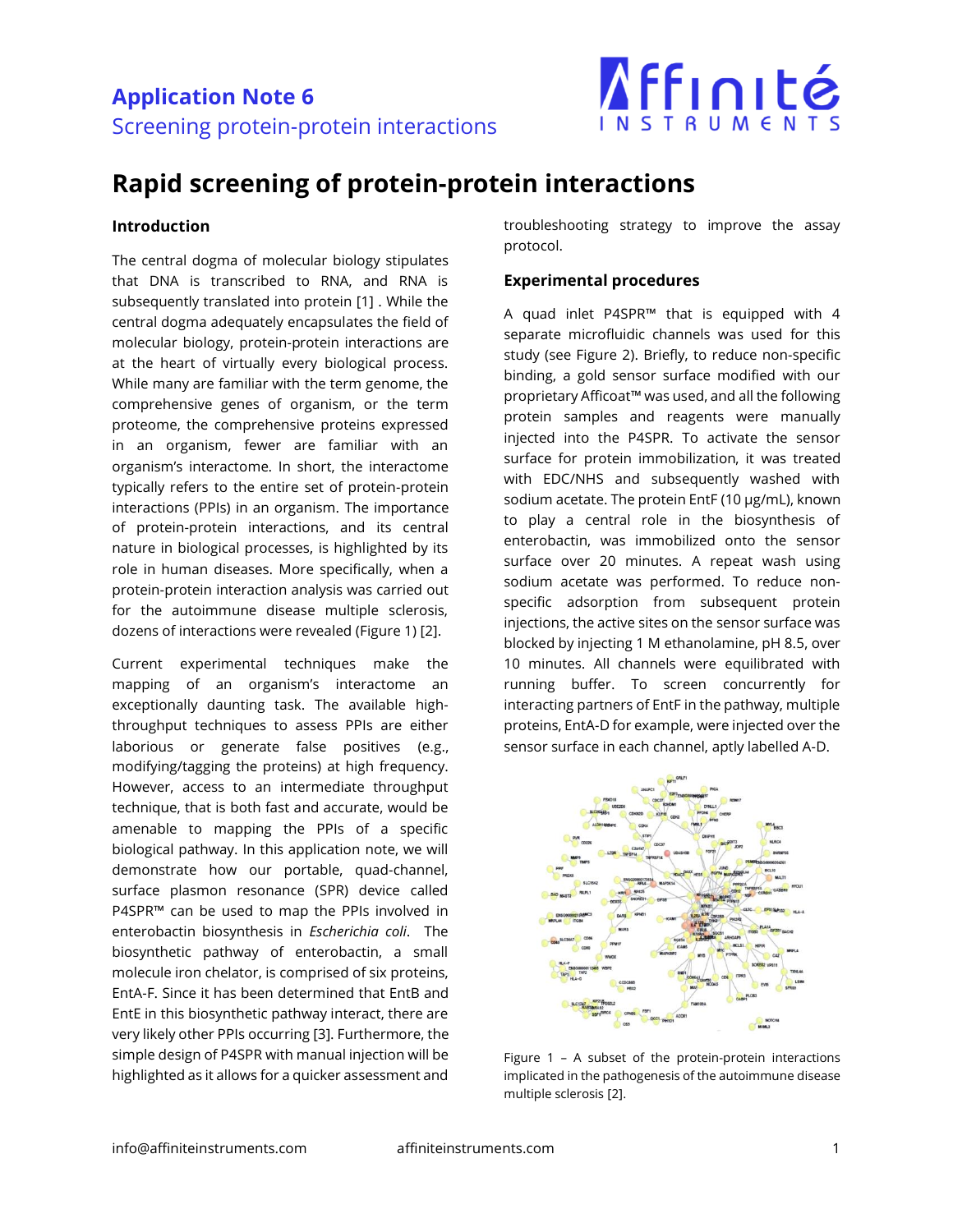# Application Note 6

Screening protein-protein interactions

## Rapid screening of protein-protein interactions

### Introduction

The central dogma of molecular biology stipulates that DNA is transcribed to RNA, and RNA is subsequently translated into protein [1] . While the central dogma adequately encapsulates the field of molecular biology, protein-protein interactions are at the heart of virtually every biological process. While many are familiar with the term genome, the comprehensive genes of organism, or the term proteome, the comprehensive proteins expressed in an organism, fewer are familiar with an organism's interactome. In short, the interactome typically refers to the entire set of protein-protein interactions (PPIs) in an organism. The importance of protein-protein interactions, and its central nature in biological processes, is highlighted by its role in human diseases. More specifically, when a protein-protein interaction analysis was carried out for the autoimmune disease multiple sclerosis, dozens of interactions were revealed (Figure 1) [2].

Current experimental techniques make the mapping of an organism's interactome an exceptionally daunting task. The available high-throughput techniques to assess PPIs are either laborious or generate false positives (e.g., modifying/tagging the proteins) at high frequency. However, access to an intermediate throughput technique, that is both fast and accurate, would be amenable to mapping the PPIs of a specific biological pathway. In this application note, we will demonstrate how our portable, quad-channel, surface plasmon resonance (SPR) device called P4SPR™ can be used to map the PPIs involved in enterobactin biosynthesis in *Escherichia coli*. The biosynthetic pathway of enterobactin, a small molecule iron chelator, is comprised of six proteins, EntA-F. Since it has been determined that EntB and EntE in this biosynthetic pathway interact, there are very likely other PPIs occurring [3]. Furthermore, the simple design of P4SPR with manual injection will be highlighted as it allows for a quicker assessment and troubleshooting strategy to improve the assay protocol.

### Experimental procedures

A quad inlet P4SPR™ that is equipped with 4 separate microfluidic channels was used for this study (see Figure 2). Briefly, to reduce non-specific binding, a gold sensor surface modified with our proprietary Afficoat™ was used, and all the following protein samples and reagents were manually injected into the P4SPR. To activate the sensor surface for protein immobilization, it was treated with EDC/NHS and subsequently washed with sodium acetate. The protein EntF (10 µg/mL), known to play a central role in the biosynthesis of enterobactin, was immobilized onto the sensor surface over 20 minutes. A repeat wash using sodium acetate was performed. To reduce non-specific adsorption from subsequent protein injections, the active sites on the sensor surface was blocked by injecting 1 M ethanolamine, pH 8.5, over 10 minutes. All channels were equilibrated with running buffer. To screen concurrently for interacting partners of EntF in the pathway, multiple proteins, EntA-D for example, were injected over the sensor surface in each channel, aptly labelled A-D.

Figure 1 – A subset of the protein-protein interactions implicated in the pathogenesis of the autoimmune disease multiple sclerosis [2].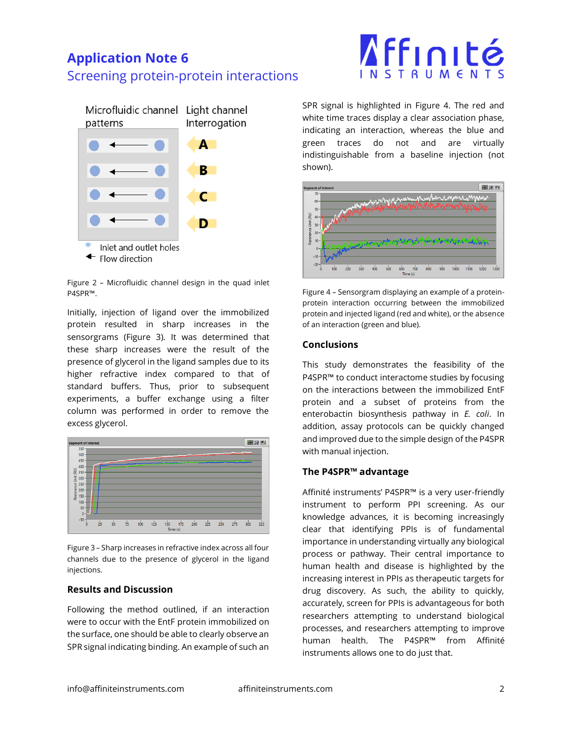Figure 2 – Microfluidic channel design in the quad inlet P4SPR™.

Initially, injection of ligand over the immobilized protein resulted in sharp increases in the sensorgrams (Figure 3). It was determined that these sharp increases were the result of the presence of glycerol in the ligand samples due to its higher refractive index compared to that of standard buffers. Thus, prior to subsequent experiments, a buffer exchange using a filter column was performed in order to remove the excess glycerol.

Figure 3 – Sharp increases in refractive index across all four channels due to the presence of glycerol in the ligand injections.

### Results and Discussion

Following the method outlined, if an interaction were to occur with the EntF protein immobilized on the surface, one should be able to clearly observe an SPR signal indicating binding. An example of such an SPR signal is highlighted in Figure 4. The red and white time traces display a clear association phase, indicating an interaction, whereas the blue and green traces do not and are virtually indistinguishable from a baseline injection (not shown).

Figure 4 – Sensorgram displaying an example of a protein-protein interaction occurring between the immobilized protein and injected ligand (red and white), or the absence of an interaction (green and blue).

### Conclusions

This study demonstrates the feasibility of the P4SPR™ to conduct interactome studies by focusing on the interactions between the immobilized EntF protein and a subset of proteins from the enterobactin biosynthesis pathway in *E. coli*. In addition, assay protocols can be quickly changed and improved due to the simple design of the P4SPR with manual injection.

### The P4SPR™ advantage

Affinité instruments' P4SPR™ is a very user-friendly instrument to perform PPI screening. As our knowledge advances, it is becoming increasingly clear that identifying PPIs is of fundamental importance in understanding virtually any biological process or pathway. Their central importance to human health and disease is highlighted by the increasing interest in PPIs as therapeutic targets for drug discovery. As such, the ability to quickly, accurately, screen for PPIs is advantageous for both researchers attempting to understand biological processes, and researchers attempting to improve human health. The P4SPR™ from Affinité instruments allows one to do just that.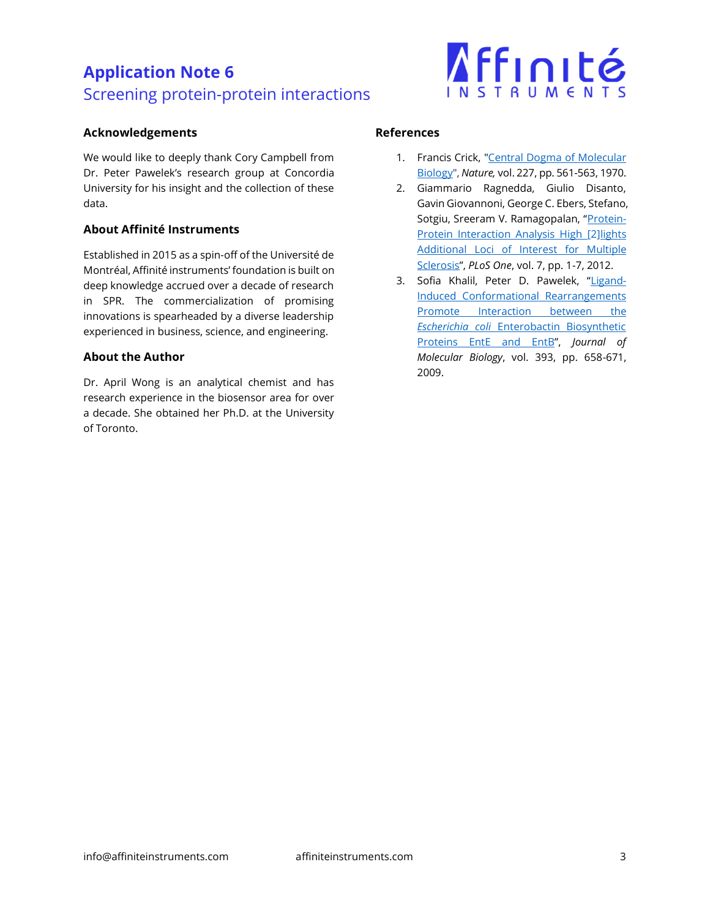## Acknowledgements

We would like to deeply thank Cory Campbell from Dr. Peter Pawelek's research group at Concordia University for his insight and the collection of these data.

## About Affinité Instruments

Established in 2015 as a spin-off of the Université de Montréal, Affinité instruments' foundation is built on deep knowledge accrued over a decade of research in SPR. The commercialization of promising innovations is spearheaded by a diverse leadership experienced in business, science, and engineering.

## About the Author

Dr. April Wong is an analytical chemist and has research experience in the biosensor area for over a decade. She obtained her Ph.D. at the University of Toronto.

## References

1. Francis Crick, "Central Dogma of Molecular Biology", *Nature,* vol. 227, pp. 561-563, 1970.
2. Giammario Ragnedda, Giulio Disanto, Gavin Giovannoni, George C. Ebers, Stefano, Sotgiu, Sreeram V. Ramagopalan, "Protein-Protein Interaction Analysis High [2]lights Additional Loci of Interest for Multiple Sclerosis", *PLoS One*, vol. 7, pp. 1-7, 2012.
3. Sofia Khalil, Peter D. Pawelek, "Ligand-Induced Conformational Rearrangements Promote Interaction between the *Escherichia coli* Enterobactin Biosynthetic Proteins EntE and EntB", *Journal of Molecular Biology*, vol. 393, pp. 658-671, 2009.